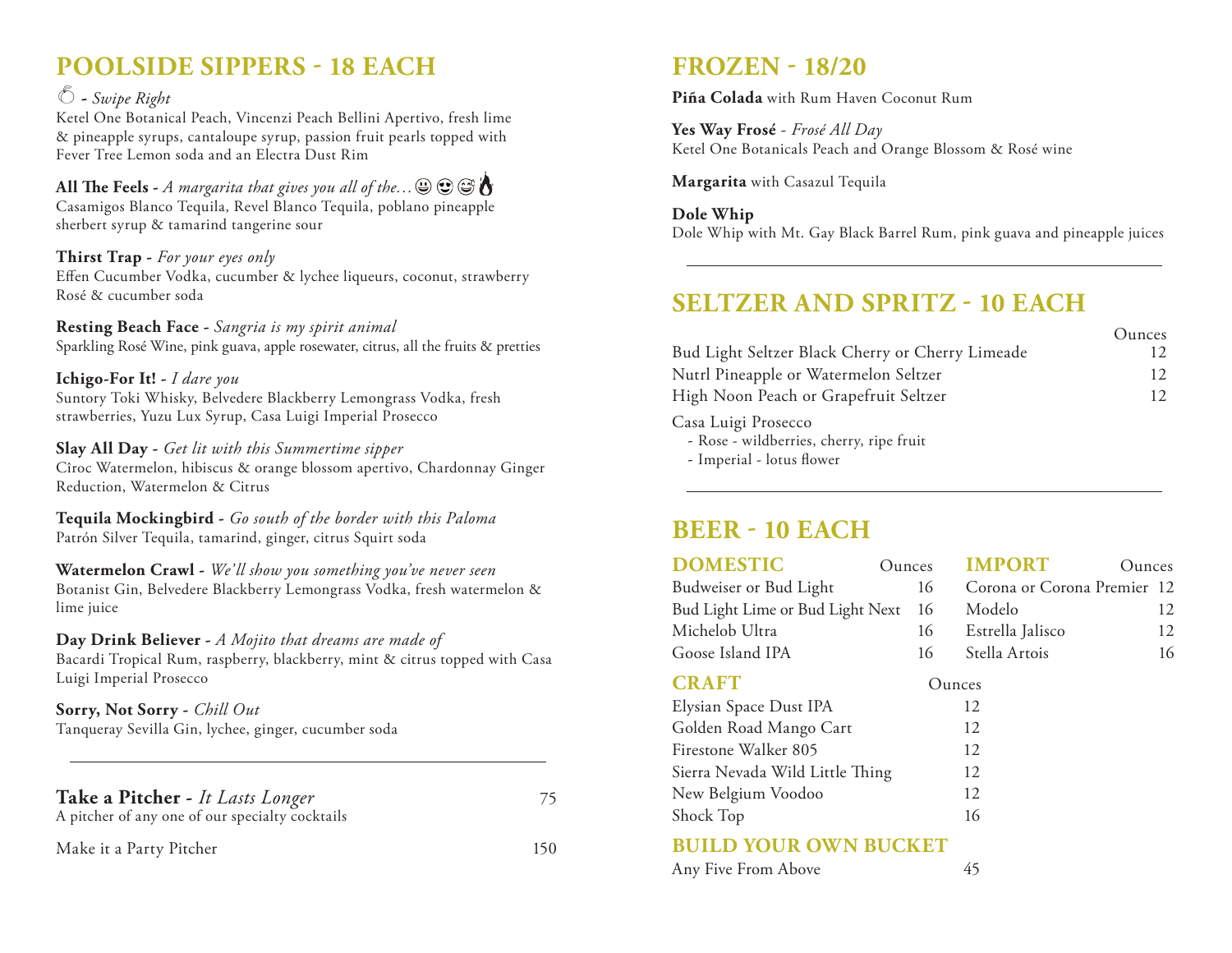## POOLSIDE SIPPERS - 18 EACH

🍑 - *Swipe Right*
Ketel One Botanical Peach, Vincenzi Peach Bellini Apertivo, fresh lime & pineapple syrups, cantaloupe syrup, passion fruit pearls topped with Fever Tree Lemon soda and an Electra Dust Rim

**All The Feels** - *A margarita that gives you all of the…😃😍😅🔥*
Casamigos Blanco Tequila, Revel Blanco Tequila, poblano pineapple sherbert syrup & tamarind tangerine sour

**Thirst Trap** - *For your eyes only*
Effen Cucumber Vodka, cucumber & lychee liqueurs, coconut, strawberry Rosé & cucumber soda

**Resting Beach Face** - *Sangria is my spirit animal*
Sparkling Rosé Wine, pink guava, apple rosewater, citrus, all the fruits & pretties

**Ichigo-For It!** - *I dare you*
Suntory Toki Whisky, Belvedere Blackberry Lemongrass Vodka, fresh strawberries, Yuzu Lux Syrup, Casa Luigi Imperial Prosecco

**Slay All Day** - *Get lit with this Summertime sipper*
Ciroc Watermelon, hibiscus & orange blossom apertivo, Chardonnay Ginger Reduction, Watermelon & Citrus

**Tequila Mockingbird** - *Go south of the border with this Paloma*
Patrón Silver Tequila, tamarind, ginger, citrus Squirt soda

**Watermelon Crawl** - *We'll show you something you've never seen*
Botanist Gin, Belvedere Blackberry Lemongrass Vodka, fresh watermelon & lime juice

**Day Drink Believer** - *A Mojito that dreams are made of*
Bacardi Tropical Rum, raspberry, blackberry, mint & citrus topped with Casa Luigi Imperial Prosecco

**Sorry, Not Sorry** - *Chill Out*
Tanqueray Sevilla Gin, lychee, ginger, cucumber soda

---

**Take a Pitcher** - *It Lasts Longer* — 75
A pitcher of any one of our specialty cocktails

Make it a Party Pitcher — 150

## FROZEN - 18/20

**Piña Colada** with Rum Haven Coconut Rum

**Yes Way Frosé** - *Frosé All Day*
Ketel One Botanicals Peach and Orange Blossom & Rosé wine

**Margarita** with Casazul Tequila

**Dole Whip**
Dole Whip with Mt. Gay Black Barrel Rum, pink guava and pineapple juices

---

## SELTZER AND SPRITZ - 10 EACH

| | Ounces |
|---|---|
| Bud Light Seltzer Black Cherry or Cherry Limeade | 12 |
| Nutrl Pineapple or Watermelon Seltzer | 12 |
| High Noon Peach or Grapefruit Seltzer | 12 |

Casa Luigi Prosecco
- Rose - wildberries, cherry, ripe fruit
- Imperial - lotus flower

---

## BEER - 10 EACH

### DOMESTIC

| | Ounces |
|---|---|
| Budweiser or Bud Light | 16 |
| Bud Light Lime or Bud Light Next | 16 |
| Michelob Ultra | 16 |
| Goose Island IPA | 16 |

### IMPORT

| | Ounces |
|---|---|
| Corona or Corona Premier | 12 |
| Modelo | 12 |
| Estrella Jalisco | 12 |
| Stella Artois | 16 |

### CRAFT

| | Ounces |
|---|---|
| Elysian Space Dust IPA | 12 |
| Golden Road Mango Cart | 12 |
| Firestone Walker 805 | 12 |
| Sierra Nevada Wild Little Thing | 12 |
| New Belgium Voodoo | 12 |
| Shock Top | 16 |

### BUILD YOUR OWN BUCKET

Any Five From Above — 45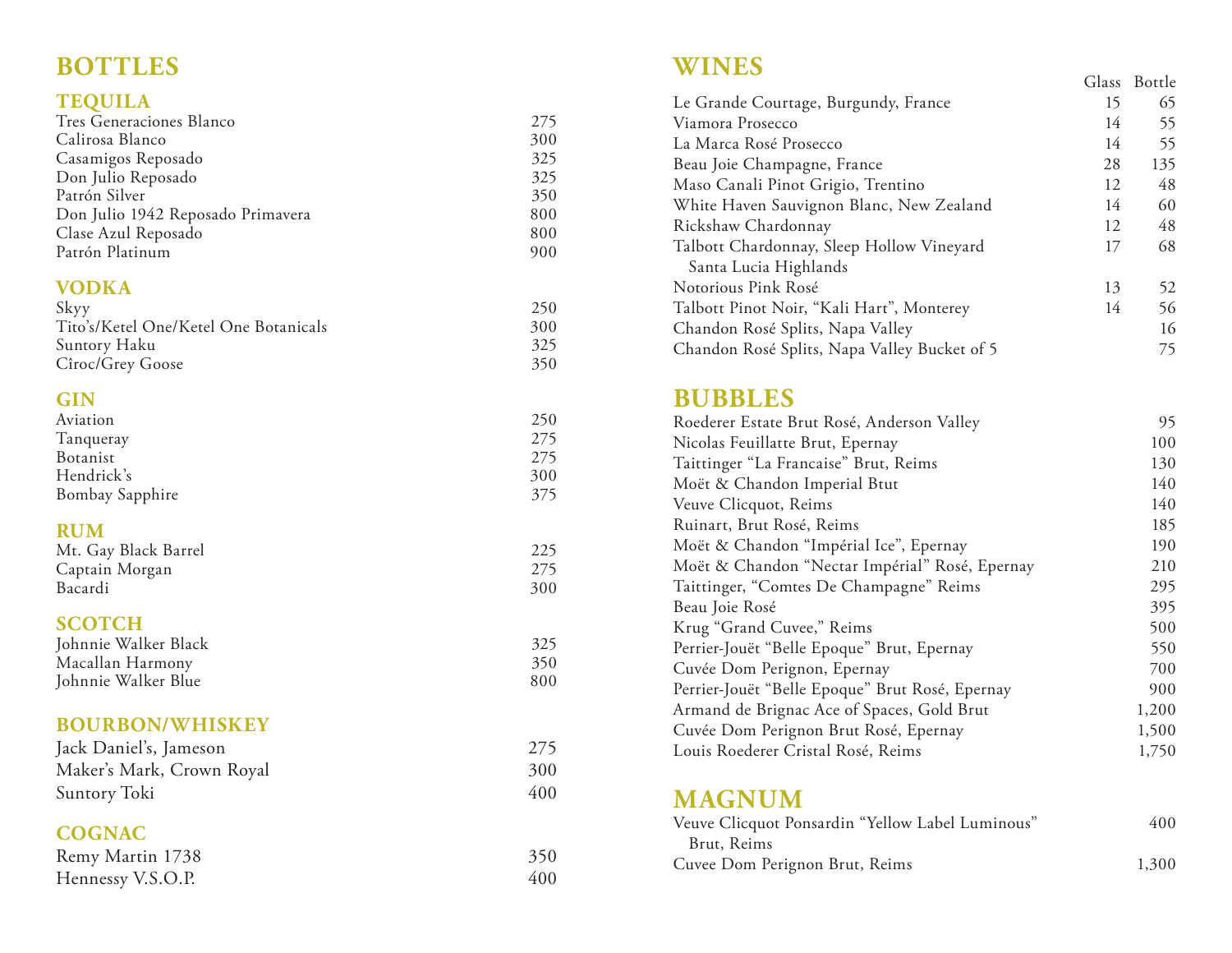# BOTTLES

## TEQUILA

| Item | Price |
|---|---|
| Tres Generaciones Blanco | 275 |
| Calirosa Blanco | 300 |
| Casamigos Reposado | 325 |
| Don Julio Reposado | 325 |
| Patrón Silver | 350 |
| Don Julio 1942 Reposado Primavera | 800 |
| Clase Azul Reposado | 800 |
| Patrón Platinum | 900 |

## VODKA

| Item | Price |
|---|---|
| Skyy | 250 |
| Tito's/Ketel One/Ketel One Botanicals | 300 |
| Suntory Haku | 325 |
| Cîroc/Grey Goose | 350 |

## GIN

| Item | Price |
|---|---|
| Aviation | 250 |
| Tanqueray | 275 |
| Botanist | 275 |
| Hendrick's | 300 |
| Bombay Sapphire | 375 |

## RUM

| Item | Price |
|---|---|
| Mt. Gay Black Barrel | 225 |
| Captain Morgan | 275 |
| Bacardi | 300 |

## SCOTCH

| Item | Price |
|---|---|
| Johnnie Walker Black | 325 |
| Macallan Harmony | 350 |
| Johnnie Walker Blue | 800 |

## BOURBON/WHISKEY

| Item | Price |
|---|---|
| Jack Daniel's, Jameson | 275 |
| Maker's Mark, Crown Royal | 300 |
| Suntory Toki | 400 |

## COGNAC

| Item | Price |
|---|---|
| Remy Martin 1738 | 350 |
| Hennessy V.S.O.P. | 400 |

# WINES

| Item | Glass | Bottle |
|---|---|---|
| Le Grande Courtage, Burgundy, France | 15 | 65 |
| Viamora Prosecco | 14 | 55 |
| La Marca Rosé Prosecco | 14 | 55 |
| Beau Joie Champagne, France | 28 | 135 |
| Maso Canali Pinot Grigio, Trentino | 12 | 48 |
| White Haven Sauvignon Blanc, New Zealand | 14 | 60 |
| Rickshaw Chardonnay | 12 | 48 |
| Talbott Chardonnay, Sleep Hollow Vineyard Santa Lucia Highlands | 17 | 68 |
| Notorious Pink Rosé | 13 | 52 |
| Talbott Pinot Noir, "Kali Hart", Monterey | 14 | 56 |
| Chandon Rosé Splits, Napa Valley | | 16 |
| Chandon Rosé Splits, Napa Valley Bucket of 5 | | 75 |

# BUBBLES

| Item | Price |
|---|---|
| Roederer Estate Brut Rosé, Anderson Valley | 95 |
| Nicolas Feuillatte Brut, Epernay | 100 |
| Taittinger "La Francaise" Brut, Reims | 130 |
| Moët & Chandon Imperial Btut | 140 |
| Veuve Clicquot, Reims | 140 |
| Ruinart, Brut Rosé, Reims | 185 |
| Moët & Chandon "Impérial Ice", Epernay | 190 |
| Moët & Chandon "Nectar Impérial" Rosé, Epernay | 210 |
| Taittinger, "Comtes De Champagne" Reims | 295 |
| Beau Joie Rosé | 395 |
| Krug "Grand Cuvee," Reims | 500 |
| Perrier-Jouët "Belle Epoque" Brut, Epernay | 550 |
| Cuvée Dom Perignon, Epernay | 700 |
| Perrier-Jouët "Belle Epoque" Brut Rosé, Epernay | 900 |
| Armand de Brignac Ace of Spaces, Gold Brut | 1,200 |
| Cuvée Dom Perignon Brut Rosé, Epernay | 1,500 |
| Louis Roederer Cristal Rosé, Reims | 1,750 |

# MAGNUM

| Item | Price |
|---|---|
| Veuve Clicquot Ponsardin "Yellow Label Luminous" Brut, Reims | 400 |
| Cuvee Dom Perignon Brut, Reims | 1,300 |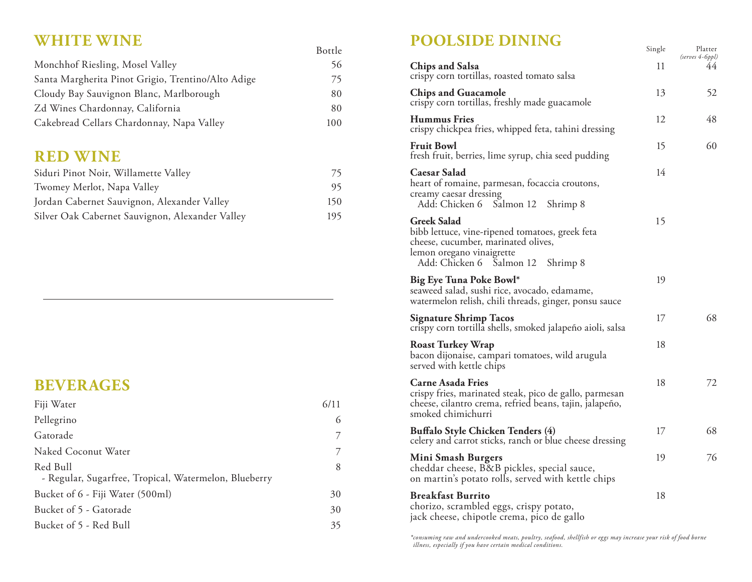## WHITE WINE

| | Bottle |
|---|---|
| Monchhof Riesling, Mosel Valley | 56 |
| Santa Margherita Pinot Grigio, Trentino/Alto Adige | 75 |
| Cloudy Bay Sauvignon Blanc, Marlborough | 80 |
| Zd Wines Chardonnay, California | 80 |
| Cakebread Cellars Chardonnay, Napa Valley | 100 |

## RED WINE

| | |
|---|---|
| Siduri Pinot Noir, Willamette Valley | 75 |
| Twomey Merlot, Napa Valley | 95 |
| Jordan Cabernet Sauvignon, Alexander Valley | 150 |
| Silver Oak Cabernet Sauvignon, Alexander Valley | 195 |

## BEVERAGES

| | |
|---|---|
| Fiji Water | 6/11 |
| Pellegrino | 6 |
| Gatorade | 7 |
| Naked Coconut Water | 7 |
| Red Bull<br>- Regular, Sugarfree, Tropical, Watermelon, Blueberry | 8 |
| Bucket of 6 - Fiji Water (500ml) | 30 |
| Bucket of 5 - Gatorade | 30 |
| Bucket of 5 - Red Bull | 35 |

## POOLSIDE DINING

| | Single | Platter *(serves 4-6ppl)* |
|---|---|---|
| **Chips and Salsa**<br>crispy corn tortillas, roasted tomato salsa | 11 | 44 |
| **Chips and Guacamole**<br>crispy corn tortillas, freshly made guacamole | 13 | 52 |
| **Hummus Fries**<br>crispy chickpea fries, whipped feta, tahini dressing | 12 | 48 |
| **Fruit Bowl**<br>fresh fruit, berries, lime syrup, chia seed pudding | 15 | 60 |
| **Caesar Salad**<br>heart of romaine, parmesan, focaccia croutons, creamy caesar dressing<br>Add: Chicken 6 Salmon 12 Shrimp 8 | 14 | |
| **Greek Salad**<br>bibb lettuce, vine-ripened tomatoes, greek feta cheese, cucumber, marinated olives, lemon oregano vinaigrette<br>Add: Chicken 6 Salmon 12 Shrimp 8 | 15 | |
| **Big Eye Tuna Poke Bowl***<br>seaweed salad, sushi rice, avocado, edamame, watermelon relish, chili threads, ginger, ponsu sauce | 19 | |
| **Signature Shrimp Tacos**<br>crispy corn tortilla shells, smoked jalapeño aioli, salsa | 17 | 68 |
| **Roast Turkey Wrap**<br>bacon dijonaise, campari tomatoes, wild arugula served with kettle chips | 18 | |
| **Carne Asada Fries**<br>crispy fries, marinated steak, pico de gallo, parmesan cheese, cilantro crema, refried beans, tajin, jalapeño, smoked chimichurri | 18 | 72 |
| **Buffalo Style Chicken Tenders (4)**<br>celery and carrot sticks, ranch or blue cheese dressing | 17 | 68 |
| **Mini Smash Burgers**<br>cheddar cheese, B&B pickles, special sauce, on martin's potato rolls, served with kettle chips | 19 | 76 |
| **Breakfast Burrito**<br>chorizo, scrambled eggs, crispy potato, jack cheese, chipotle crema, pico de gallo | 18 | |

*\*consuming raw and undercooked meats, poultry, seafood, shellfish or eggs may increase your risk of food borne illness, especially if you have certain medical conditions.*